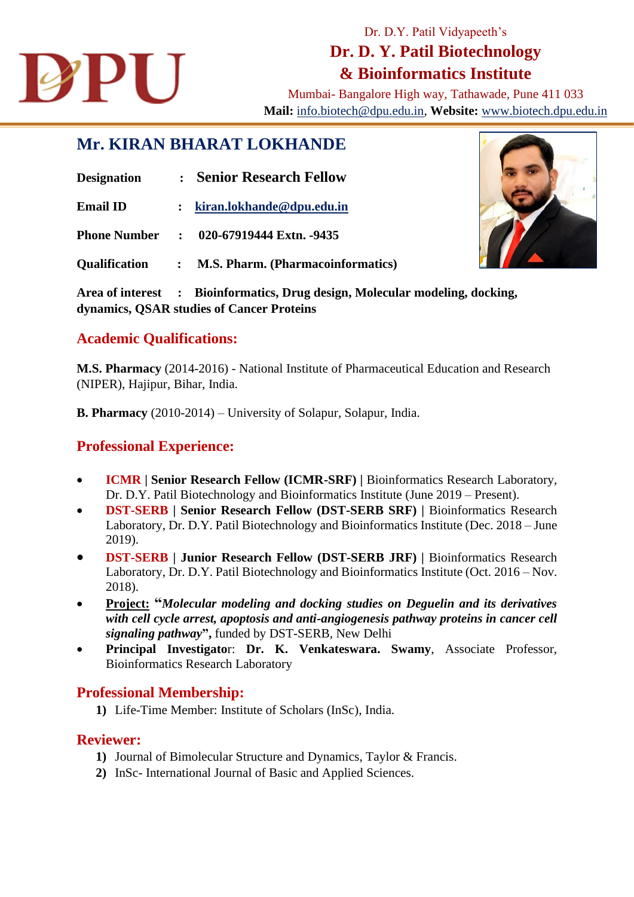Dr. D.Y. Patil Vidyapeeth's

# Dr. D. Y. Patil Biotechnology & Bioinformatics Institute

Mumbai- Bangalore High way, Tathawade, Pune 411 033

**Mail:** info.biotech@dpu.edu.in, **Website:** www.biotech.dpu.edu.in

## Mr. KIRAN BHARAT LOKHANDE

**Designation** : **Senior Research Fellow**

**Email ID** : **kiran.lokhande@dpu.edu.in**

**Phone Number** : **020-67919444 Extn. -9435**

**Qualification** : **M.S. Pharm. (Pharmacoinformatics)**

**Area of interest** : **Bioinformatics, Drug design, Molecular modeling, docking, dynamics, QSAR studies of Cancer Proteins**

## Academic Qualifications:

**M.S. Pharmacy** (2014-2016) - National Institute of Pharmaceutical Education and Research (NIPER), Hajipur, Bihar, India.

**B. Pharmacy** (2010-2014) – University of Solapur, Solapur, India.

## Professional Experience:

- **ICMR | Senior Research Fellow (ICMR-SRF) |** Bioinformatics Research Laboratory, Dr. D.Y. Patil Biotechnology and Bioinformatics Institute (June 2019 – Present).
- **DST-SERB | Senior Research Fellow (DST-SERB SRF) |** Bioinformatics Research Laboratory, Dr. D.Y. Patil Biotechnology and Bioinformatics Institute (Dec. 2018 – June 2019).
- **DST-SERB | Junior Research Fellow (DST-SERB JRF) |** Bioinformatics Research Laboratory, Dr. D.Y. Patil Biotechnology and Bioinformatics Institute (Oct. 2016 – Nov. 2018).
- **Project:** **"*Molecular modeling and docking studies on Deguelin and its derivatives with cell cycle arrest, apoptosis and anti-angiogenesis pathway proteins in cancer cell signaling pathway*",** funded by DST-SERB, New Delhi
- **Principal Investigato**r: **Dr. K. Venkateswara. Swamy**, Associate Professor, Bioinformatics Research Laboratory

## Professional Membership:

1) Life-Time Member: Institute of Scholars (InSc), India.

## Reviewer:

1) Journal of Bimolecular Structure and Dynamics, Taylor & Francis.
2) InSc- International Journal of Basic and Applied Sciences.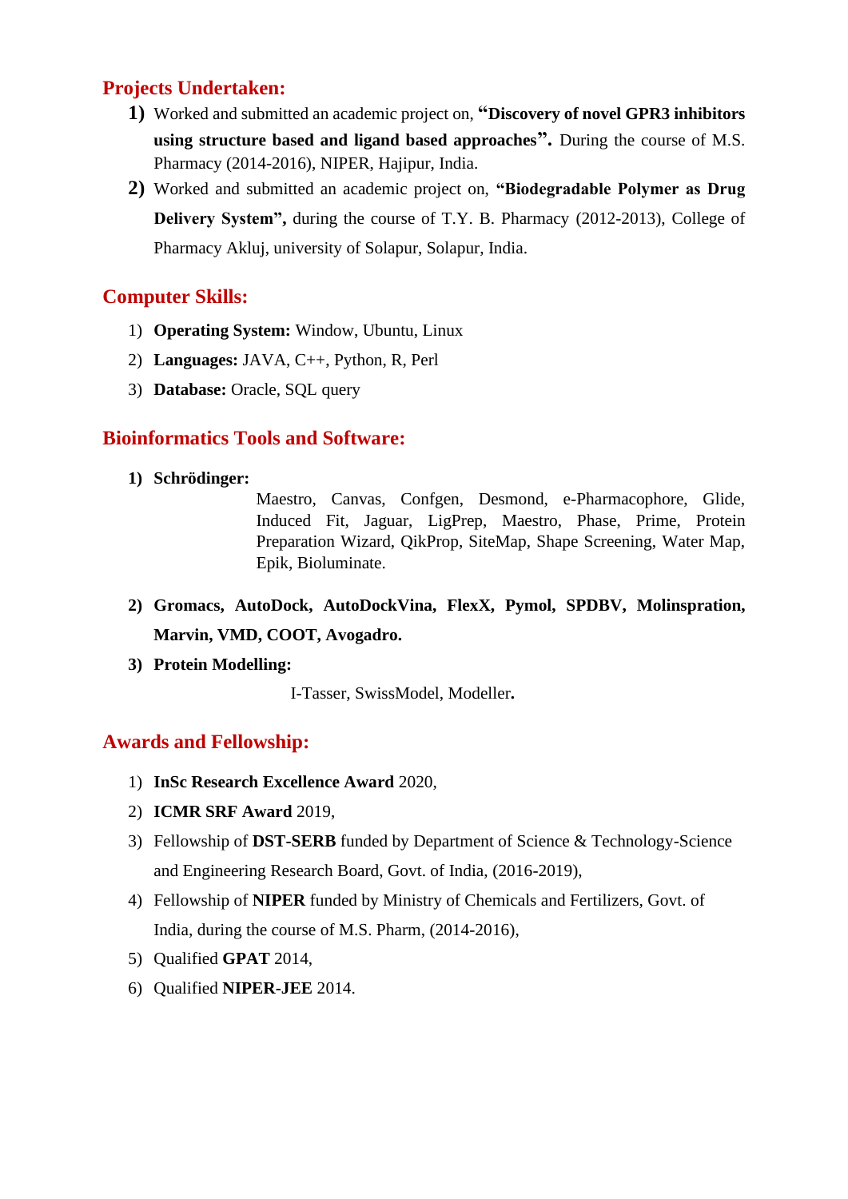## Projects Undertaken:

1) Worked and submitted an academic project on, **"Discovery of novel GPR3 inhibitors using structure based and ligand based approaches".** During the course of M.S. Pharmacy (2014-2016), NIPER, Hajipur, India.
2) Worked and submitted an academic project on, **"Biodegradable Polymer as Drug Delivery System",** during the course of T.Y. B. Pharmacy (2012-2013), College of Pharmacy Akluj, university of Solapur, Solapur, India.

## Computer Skills:

1) **Operating System:** Window, Ubuntu, Linux
2) **Languages:** JAVA, C++, Python, R, Perl
3) **Database:** Oracle, SQL query

## Bioinformatics Tools and Software:

1) **Schrödinger:**

   Maestro, Canvas, Confgen, Desmond, e-Pharmacophore, Glide, Induced Fit, Jaguar, LigPrep, Maestro, Phase, Prime, Protein Preparation Wizard, QikProp, SiteMap, Shape Screening, Water Map, Epik, Bioluminate.

2) **Gromacs, AutoDock, AutoDockVina, FlexX, Pymol, SPDBV, Molinspration, Marvin, VMD, COOT, Avogadro.**
3) **Protein Modelling:**

   I-Tasser, SwissModel, Modeller**.**

## Awards and Fellowship:

1) **InSc Research Excellence Award** 2020,
2) **ICMR SRF Award** 2019,
3) Fellowship of **DST-SERB** funded by Department of Science & Technology-Science and Engineering Research Board, Govt. of India, (2016-2019),
4) Fellowship of **NIPER** funded by Ministry of Chemicals and Fertilizers, Govt. of India, during the course of M.S. Pharm, (2014-2016),
5) Qualified **GPAT** 2014,
6) Qualified **NIPER-JEE** 2014.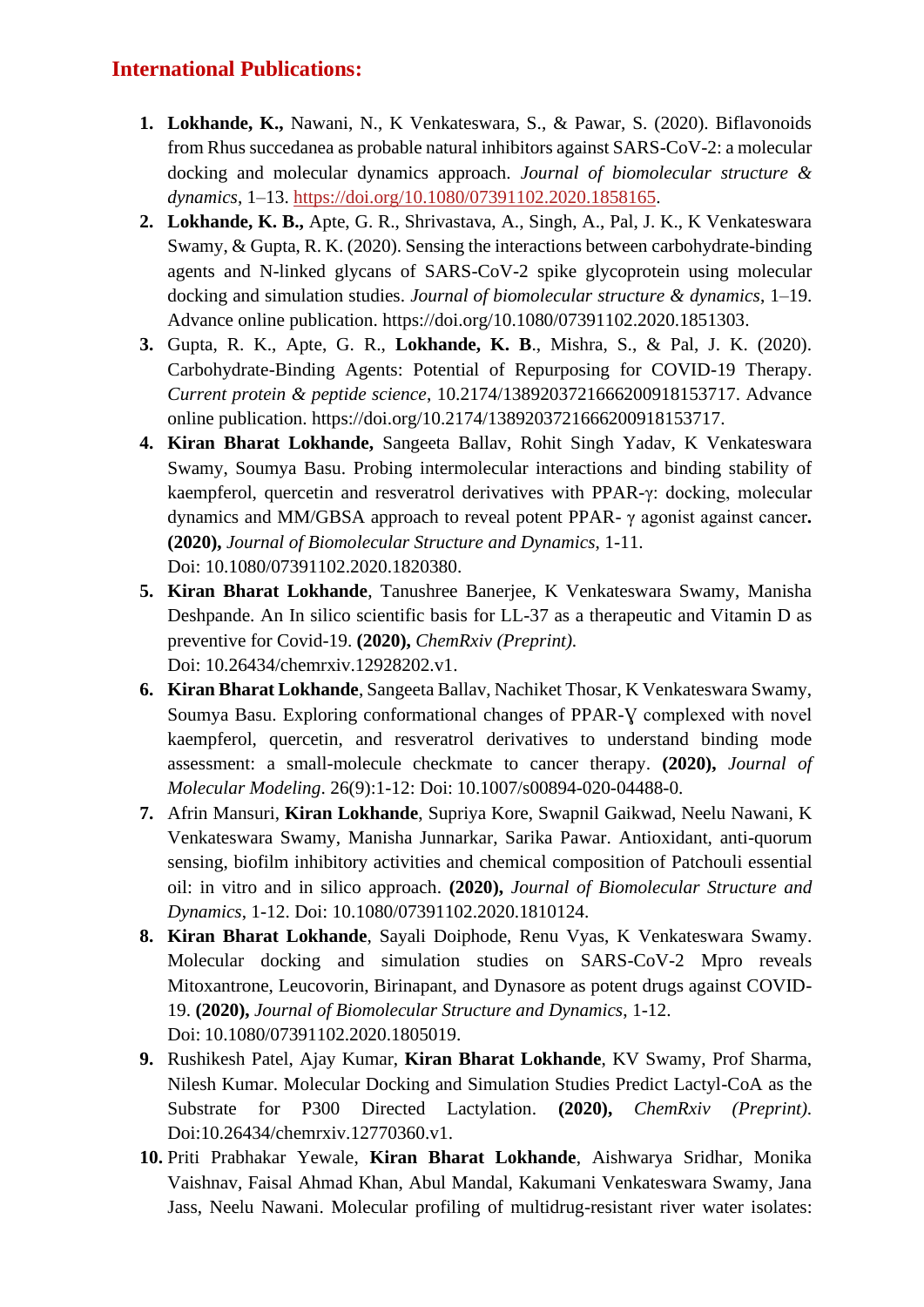## International Publications:

1. **Lokhande, K.,** Nawani, N., K Venkateswara, S., & Pawar, S. (2020). Biflavonoids from Rhus succedanea as probable natural inhibitors against SARS-CoV-2: a molecular docking and molecular dynamics approach. *Journal of biomolecular structure & dynamics*, 1–13. https://doi.org/10.1080/07391102.2020.1858165.
2. **Lokhande, K. B.,** Apte, G. R., Shrivastava, A., Singh, A., Pal, J. K., K Venkateswara Swamy, & Gupta, R. K. (2020). Sensing the interactions between carbohydrate-binding agents and N-linked glycans of SARS-CoV-2 spike glycoprotein using molecular docking and simulation studies. *Journal of biomolecular structure & dynamics*, 1–19. Advance online publication. https://doi.org/10.1080/07391102.2020.1851303.
3. Gupta, R. K., Apte, G. R., **Lokhande, K. B**., Mishra, S., & Pal, J. K. (2020). Carbohydrate-Binding Agents: Potential of Repurposing for COVID-19 Therapy. *Current protein & peptide science*, 10.2174/1389203721666200918153717. Advance online publication. https://doi.org/10.2174/1389203721666200918153717.
4. **Kiran Bharat Lokhande,** Sangeeta Ballav, Rohit Singh Yadav, K Venkateswara Swamy, Soumya Basu. Probing intermolecular interactions and binding stability of kaempferol, quercetin and resveratrol derivatives with PPAR-γ: docking, molecular dynamics and MM/GBSA approach to reveal potent PPAR- γ agonist against cancer**. (2020),** *Journal of Biomolecular Structure and Dynamics*, 1-11.
   Doi: 10.1080/07391102.2020.1820380.
5. **Kiran Bharat Lokhande**, Tanushree Banerjee, K Venkateswara Swamy, Manisha Deshpande. An In silico scientific basis for LL-37 as a therapeutic and Vitamin D as preventive for Covid-19. **(2020),** *ChemRxiv (Preprint).*
   Doi: 10.26434/chemrxiv.12928202.v1.
6. **Kiran Bharat Lokhande**, Sangeeta Ballav, Nachiket Thosar, K Venkateswara Swamy, Soumya Basu. Exploring conformational changes of PPAR-Ɣ complexed with novel kaempferol, quercetin, and resveratrol derivatives to understand binding mode assessment: a small-molecule checkmate to cancer therapy. **(2020),** *Journal of Molecular Modeling*. 26(9):1-12: Doi: 10.1007/s00894-020-04488-0.
7. Afrin Mansuri, **Kiran Lokhande**, Supriya Kore, Swapnil Gaikwad, Neelu Nawani, K Venkateswara Swamy, Manisha Junnarkar, Sarika Pawar. Antioxidant, anti-quorum sensing, biofilm inhibitory activities and chemical composition of Patchouli essential oil: in vitro and in silico approach. **(2020),** *Journal of Biomolecular Structure and Dynamics*, 1-12. Doi: 10.1080/07391102.2020.1810124.
8. **Kiran Bharat Lokhande**, Sayali Doiphode, Renu Vyas, K Venkateswara Swamy. Molecular docking and simulation studies on SARS-CoV-2 Mpro reveals Mitoxantrone, Leucovorin, Birinapant, and Dynasore as potent drugs against COVID-19. **(2020),** *Journal of Biomolecular Structure and Dynamics*, 1-12.
   Doi: 10.1080/07391102.2020.1805019.
9. Rushikesh Patel, Ajay Kumar, **Kiran Bharat Lokhande**, KV Swamy, Prof Sharma, Nilesh Kumar. Molecular Docking and Simulation Studies Predict Lactyl-CoA as the Substrate for P300 Directed Lactylation. **(2020),** *ChemRxiv (Preprint).* Doi:10.26434/chemrxiv.12770360.v1.
10. Priti Prabhakar Yewale, **Kiran Bharat Lokhande**, Aishwarya Sridhar, Monika Vaishnav, Faisal Ahmad Khan, Abul Mandal, Kakumani Venkateswara Swamy, Jana Jass, Neelu Nawani. Molecular profiling of multidrug-resistant river water isolates: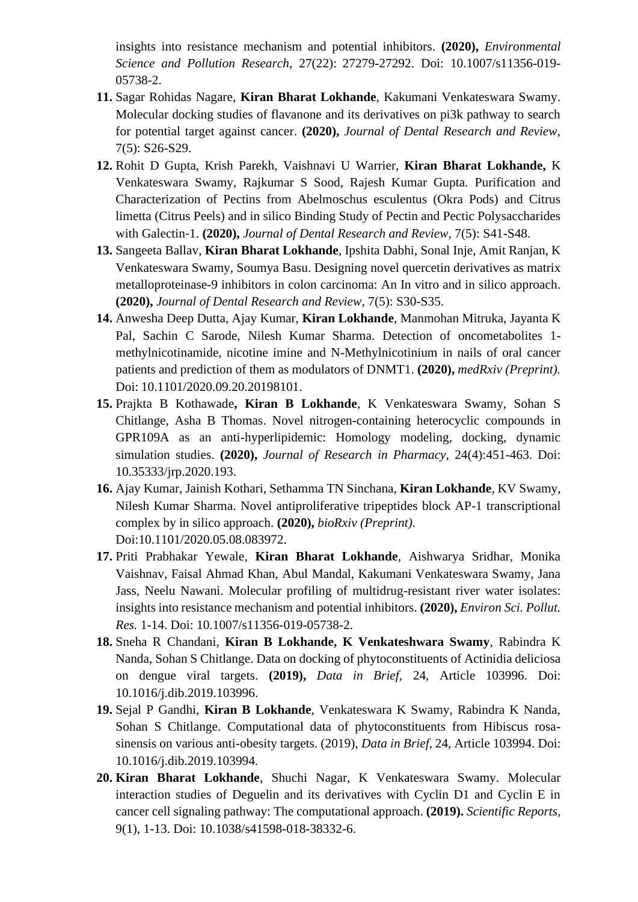insights into resistance mechanism and potential inhibitors. **(2020),** *Environmental Science and Pollution Research*, 27(22): 27279-27292. Doi: 10.1007/s11356-019-05738-2.

11. Sagar Rohidas Nagare, **Kiran Bharat Lokhande**, Kakumani Venkateswara Swamy. Molecular docking studies of flavanone and its derivatives on pi3k pathway to search for potential target against cancer. **(2020),** *Journal of Dental Research and Review*, 7(5): S26-S29.
12. Rohit D Gupta, Krish Parekh, Vaishnavi U Warrier, **Kiran Bharat Lokhande,** K Venkateswara Swamy, Rajkumar S Sood, Rajesh Kumar Gupta. Purification and Characterization of Pectins from Abelmoschus esculentus (Okra Pods) and Citrus limetta (Citrus Peels) and in silico Binding Study of Pectin and Pectic Polysaccharides with Galectin-1. **(2020),** *Journal of Dental Research and Review,* 7(5): S41-S48.
13. Sangeeta Ballav, **Kiran Bharat Lokhande**, Ipshita Dabhi, Sonal Inje, Amit Ranjan, K Venkateswara Swamy, Soumya Basu. Designing novel quercetin derivatives as matrix metalloproteinase-9 inhibitors in colon carcinoma: An In vitro and in silico approach. **(2020),** *Journal of Dental Research and Review*, 7(5): S30-S35.
14. Anwesha Deep Dutta, Ajay Kumar, **Kiran Lokhande**, Manmohan Mitruka, Jayanta K Pal, Sachin C Sarode, Nilesh Kumar Sharma. Detection of oncometabolites 1-methylnicotinamide, nicotine imine and N-Methylnicotinium in nails of oral cancer patients and prediction of them as modulators of DNMT1. **(2020),** *medRxiv (Preprint).* Doi: 10.1101/2020.09.20.20198101.
15. Prajkta B Kothawade**, Kiran B Lokhande**, K Venkateswara Swamy, Sohan S Chitlange, Asha B Thomas. Novel nitrogen-containing heterocyclic compounds in GPR109A as an anti-hyperlipidemic: Homology modeling, docking, dynamic simulation studies. **(2020),** *Journal of Research in Pharmacy*, 24(4):451-463. Doi: 10.35333/jrp.2020.193.
16. Ajay Kumar, Jainish Kothari, Sethamma TN Sinchana, **Kiran Lokhande**, KV Swamy, Nilesh Kumar Sharma. Novel antiproliferative tripeptides block AP-1 transcriptional complex by in silico approach. **(2020),** *bioRxiv (Preprint).* Doi:10.1101/2020.05.08.083972.
17. Priti Prabhakar Yewale, **Kiran Bharat Lokhande**, Aishwarya Sridhar, Monika Vaishnav, Faisal Ahmad Khan, Abul Mandal, Kakumani Venkateswara Swamy, Jana Jass, Neelu Nawani. Molecular profiling of multidrug-resistant river water isolates: insights into resistance mechanism and potential inhibitors. **(2020),** *Environ Sci. Pollut. Res.* 1-14. Doi: 10.1007/s11356-019-05738-2.
18. Sneha R Chandani, **Kiran B Lokhande, K Venkateshwara Swamy**, Rabindra K Nanda, Sohan S Chitlange. Data on docking of phytoconstituents of Actinidia deliciosa on dengue viral targets. **(2019),** *Data in Brief,* 24, Article 103996. Doi: 10.1016/j.dib.2019.103996.
19. Sejal P Gandhi, **Kiran B Lokhande**, Venkateswara K Swamy, Rabindra K Nanda, Sohan S Chitlange. Computational data of phytoconstituents from Hibiscus rosa-sinensis on various anti-obesity targets. (2019), *Data in Brief,* 24, Article 103994. Doi: 10.1016/j.dib.2019.103994.
20. **Kiran Bharat Lokhande**, Shuchi Nagar, K Venkateswara Swamy. Molecular interaction studies of Deguelin and its derivatives with Cyclin D1 and Cyclin E in cancer cell signaling pathway: The computational approach. **(2019).** *Scientific Reports,* 9(1), 1-13. Doi: 10.1038/s41598-018-38332-6.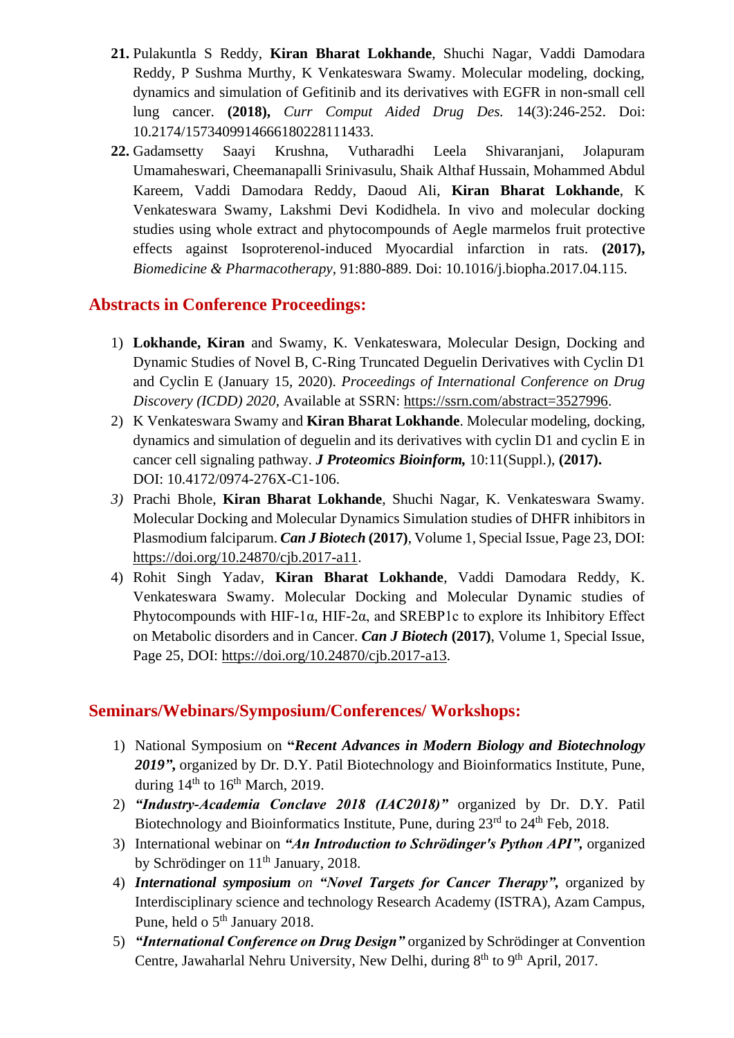21. Pulakuntla S Reddy, **Kiran Bharat Lokhande**, Shuchi Nagar, Vaddi Damodara Reddy, P Sushma Murthy, K Venkateswara Swamy. Molecular modeling, docking, dynamics and simulation of Gefitinib and its derivatives with EGFR in non-small cell lung cancer. **(2018),** *Curr Comput Aided Drug Des.* 14(3):246-252. Doi: 10.2174/1573409914666180228111433.
22. Gadamsetty Saayi Krushna, Vutharadhi Leela Shivaranjani, Jolapuram Umamaheswari, Cheemanapalli Srinivasulu, Shaik Althaf Hussain, Mohammed Abdul Kareem, Vaddi Damodara Reddy, Daoud Ali, **Kiran Bharat Lokhande**, K Venkateswara Swamy, Lakshmi Devi Kodidhela. In vivo and molecular docking studies using whole extract and phytocompounds of Aegle marmelos fruit protective effects against Isoproterenol-induced Myocardial infarction in rats. **(2017),** *Biomedicine & Pharmacotherapy,* 91:880-889. Doi: 10.1016/j.biopha.2017.04.115.

## Abstracts in Conference Proceedings:

1) **Lokhande, Kiran** and Swamy, K. Venkateswara, Molecular Design, Docking and Dynamic Studies of Novel B, C-Ring Truncated Deguelin Derivatives with Cyclin D1 and Cyclin E (January 15, 2020). *Proceedings of International Conference on Drug Discovery (ICDD) 2020*, Available at SSRN: https://ssrn.com/abstract=3527996.
2) K Venkateswara Swamy and **Kiran Bharat Lokhande**. Molecular modeling, docking, dynamics and simulation of deguelin and its derivatives with cyclin D1 and cyclin E in cancer cell signaling pathway. ***J Proteomics Bioinform,*** 10:11(Suppl.), **(2017).** DOI: 10.4172/0974-276X-C1-106.
3) Prachi Bhole, **Kiran Bharat Lokhande**, Shuchi Nagar, K. Venkateswara Swamy. Molecular Docking and Molecular Dynamics Simulation studies of DHFR inhibitors in Plasmodium falciparum. ***Can J Biotech*** **(2017)**, Volume 1, Special Issue, Page 23, DOI: https://doi.org/10.24870/cjb.2017-a11.
4) Rohit Singh Yadav, **Kiran Bharat Lokhande**, Vaddi Damodara Reddy, K. Venkateswara Swamy. Molecular Docking and Molecular Dynamic studies of Phytocompounds with HIF-1α, HIF-2α, and SREBP1c to explore its Inhibitory Effect on Metabolic disorders and in Cancer. ***Can J Biotech*** **(2017)**, Volume 1, Special Issue, Page 25, DOI: https://doi.org/10.24870/cjb.2017-a13.

## Seminars/Webinars/Symposium/Conferences/ Workshops:

1) National Symposium on **"*Recent Advances in Modern Biology and Biotechnology 2019"*,** organized by Dr. D.Y. Patil Biotechnology and Bioinformatics Institute, Pune, during 14th to 16th March, 2019.
2) ***"Industry-Academia Conclave 2018 (IAC2018)"*** organized by Dr. D.Y. Patil Biotechnology and Bioinformatics Institute, Pune, during 23rd to 24th Feb, 2018.
3) International webinar on ***"An Introduction to Schrödinger's Python API",*** organized by Schrödinger on 11th January, 2018.
4) ***International symposium*** *on* ***"Novel Targets for Cancer Therapy",*** organized by Interdisciplinary science and technology Research Academy (ISTRA), Azam Campus, Pune, held o 5th January 2018.
5) ***"International Conference on Drug Design"*** organized by Schrödinger at Convention Centre, Jawaharlal Nehru University, New Delhi, during 8th to 9th April, 2017.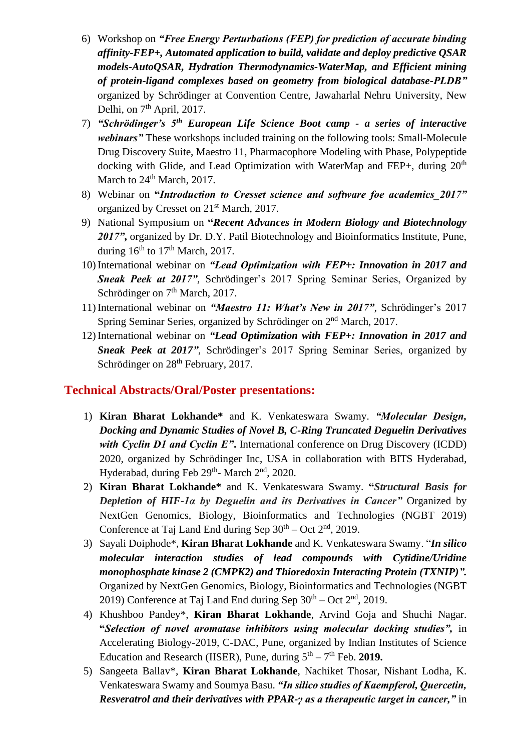6) Workshop on ***"Free Energy Perturbations (FEP) for prediction of accurate binding affinity-FEP+, Automated application to build, validate and deploy predictive QSAR models-AutoQSAR, Hydration Thermodynamics-WaterMap, and Efficient mining of protein-ligand complexes based on geometry from biological database-PLDB"*** organized by Schrödinger at Convention Centre, Jawaharlal Nehru University, New Delhi, on 7th April, 2017.
7) ***"Schrödinger's 5th European Life Science Boot camp - a series of interactive webinars"*** These workshops included training on the following tools: Small-Molecule Drug Discovery Suite, Maestro 11, Pharmacophore Modeling with Phase, Polypeptide docking with Glide, and Lead Optimization with WaterMap and FEP+, during 20th March to 24th March, 2017.
8) Webinar on **"*Introduction to Cresset science and software foe academics_2017*"** organized by Cresset on 21st March, 2017.
9) National Symposium on **"*Recent Advances in Modern Biology and Biotechnology 2017*",** organized by Dr. D.Y. Patil Biotechnology and Bioinformatics Institute, Pune, during 16th to 17th March, 2017.
10) International webinar on ***"Lead Optimization with FEP+: Innovation in 2017 and Sneak Peek at 2017"***, Schrödinger's 2017 Spring Seminar Series, Organized by Schrödinger on 7th March, 2017.
11) International webinar on ***"Maestro 11: What's New in 2017"***, Schrödinger's 2017 Spring Seminar Series, organized by Schrödinger on 2nd March, 2017.
12) International webinar on ***"Lead Optimization with FEP+: Innovation in 2017 and Sneak Peek at 2017"***, Schrödinger's 2017 Spring Seminar Series, organized by Schrödinger on 28th February, 2017.

## Technical Abstracts/Oral/Poster presentations:

1) **Kiran Bharat Lokhande*** and K. Venkateswara Swamy. ***"Molecular Design, Docking and Dynamic Studies of Novel B, C-Ring Truncated Deguelin Derivatives with Cyclin D1 and Cyclin E".*** International conference on Drug Discovery (ICDD) 2020, organized by Schrödinger Inc, USA in collaboration with BITS Hyderabad, Hyderabad, during Feb 29th- March 2nd, 2020.
2) **Kiran Bharat Lokhande*** and K. Venkateswara Swamy. **"*Structural Basis for Depletion of HIF-1α by Deguelin and its Derivatives in Cancer*"** Organized by NextGen Genomics, Biology, Bioinformatics and Technologies (NGBT 2019) Conference at Taj Land End during Sep 30th – Oct 2nd, 2019.
3) Sayali Doiphode*, **Kiran Bharat Lokhande** and K. Venkateswara Swamy. "***In silico molecular interaction studies of lead compounds with Cytidine/Uridine monophosphate kinase 2 (CMPK2) and Thioredoxin Interacting Protein (TXNIP)".*** Organized by NextGen Genomics, Biology, Bioinformatics and Technologies (NGBT 2019) Conference at Taj Land End during Sep 30th – Oct 2nd, 2019.
4) Khushboo Pandey*, **Kiran Bharat Lokhande**, Arvind Goja and Shuchi Nagar. **"*Selection of novel aromatase inhibitors using molecular docking studies*",** in Accelerating Biology-2019, C-DAC, Pune, organized by Indian Institutes of Science Education and Research (IISER), Pune, during 5th – 7th Feb. **2019.**
5) Sangeeta Ballav*, **Kiran Bharat Lokhande**, Nachiket Thosar, Nishant Lodha, K. Venkateswara Swamy and Soumya Basu. ***"In silico studies of Kaempferol, Quercetin, Resveratrol and their derivatives with PPAR-γ as a therapeutic target in cancer,"*** in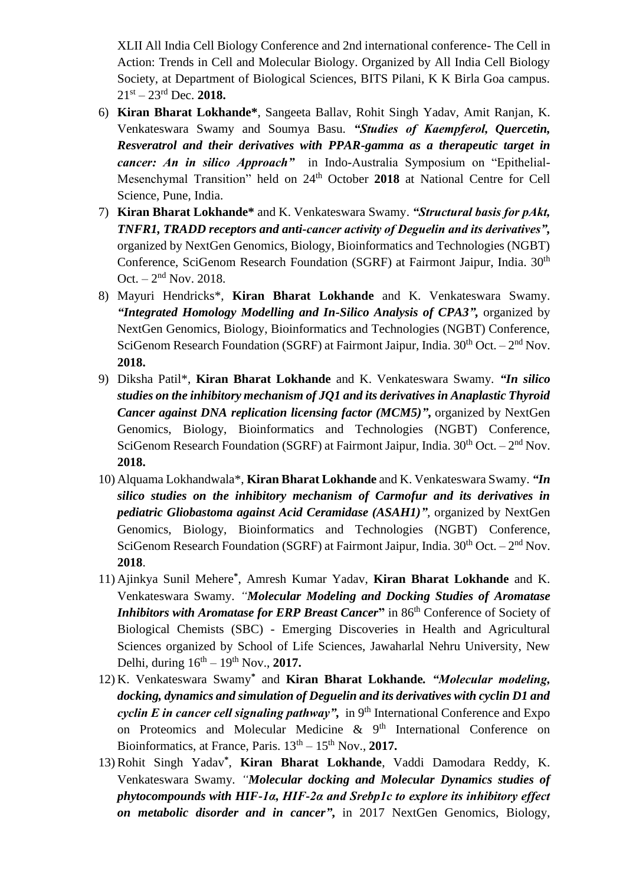XLII All India Cell Biology Conference and 2nd international conference- The Cell in Action: Trends in Cell and Molecular Biology. Organized by All India Cell Biology Society, at Department of Biological Sciences, BITS Pilani, K K Birla Goa campus. 21st – 23rd Dec. **2018.**

6) **Kiran Bharat Lokhande***, Sangeeta Ballav, Rohit Singh Yadav, Amit Ranjan, K. Venkateswara Swamy and Soumya Basu. ***"Studies of Kaempferol, Quercetin, Resveratrol and their derivatives with PPAR-gamma as a therapeutic target in cancer: An in silico Approach"*** in Indo-Australia Symposium on "Epithelial-Mesenchymal Transition" held on 24th October **2018** at National Centre for Cell Science, Pune, India.
7) **Kiran Bharat Lokhande*** and K. Venkateswara Swamy. ***"Structural basis for pAkt, TNFR1, TRADD receptors and anti-cancer activity of Deguelin and its derivatives",*** organized by NextGen Genomics, Biology, Bioinformatics and Technologies (NGBT) Conference, SciGenom Research Foundation (SGRF) at Fairmont Jaipur, India. 30th Oct. – 2nd Nov. 2018.
8) Mayuri Hendricks*, **Kiran Bharat Lokhande** and K. Venkateswara Swamy. ***"Integrated Homology Modelling and In-Silico Analysis of CPA3",*** organized by NextGen Genomics, Biology, Bioinformatics and Technologies (NGBT) Conference, SciGenom Research Foundation (SGRF) at Fairmont Jaipur, India. 30th Oct. – 2nd Nov. **2018.**
9) Diksha Patil*, **Kiran Bharat Lokhande** and K. Venkateswara Swamy. ***"In silico studies on the inhibitory mechanism of JQ1 and its derivatives in Anaplastic Thyroid Cancer against DNA replication licensing factor (MCM5)",*** organized by NextGen Genomics, Biology, Bioinformatics and Technologies (NGBT) Conference, SciGenom Research Foundation (SGRF) at Fairmont Jaipur, India. 30th Oct. – 2nd Nov. **2018.**
10) Alquama Lokhandwala*, **Kiran Bharat Lokhande** and K. Venkateswara Swamy. ***"In silico studies on the inhibitory mechanism of Carmofur and its derivatives in pediatric Gliobastoma against Acid Ceramidase (ASAH1)",*** organized by NextGen Genomics, Biology, Bioinformatics and Technologies (NGBT) Conference, SciGenom Research Foundation (SGRF) at Fairmont Jaipur, India. 30th Oct. – 2nd Nov. **2018**.
11) Ajinkya Sunil Mehere*, Amresh Kumar Yadav, **Kiran Bharat Lokhande** and K. Venkateswara Swamy. ***"Molecular Modeling and Docking Studies of Aromatase Inhibitors with Aromatase for ERP Breast Cancer"*** in 86th Conference of Society of Biological Chemists (SBC) - Emerging Discoveries in Health and Agricultural Sciences organized by School of Life Sciences, Jawaharlal Nehru University, New Delhi, during 16th – 19th Nov., **2017.**
12) K. Venkateswara Swamy* and **Kiran Bharat Lokhande.** ***"Molecular modeling, docking, dynamics and simulation of Deguelin and its derivatives with cyclin D1 and cyclin E in cancer cell signaling pathway",*** in 9th International Conference and Expo on Proteomics and Molecular Medicine & 9th International Conference on Bioinformatics, at France, Paris. 13th – 15th Nov., **2017.**
13) Rohit Singh Yadav*, **Kiran Bharat Lokhande**, Vaddi Damodara Reddy, K. Venkateswara Swamy. ***"Molecular docking and Molecular Dynamics studies of phytocompounds with HIF-1α, HIF-2α and Srebp1c to explore its inhibitory effect on metabolic disorder and in cancer",*** in 2017 NextGen Genomics, Biology,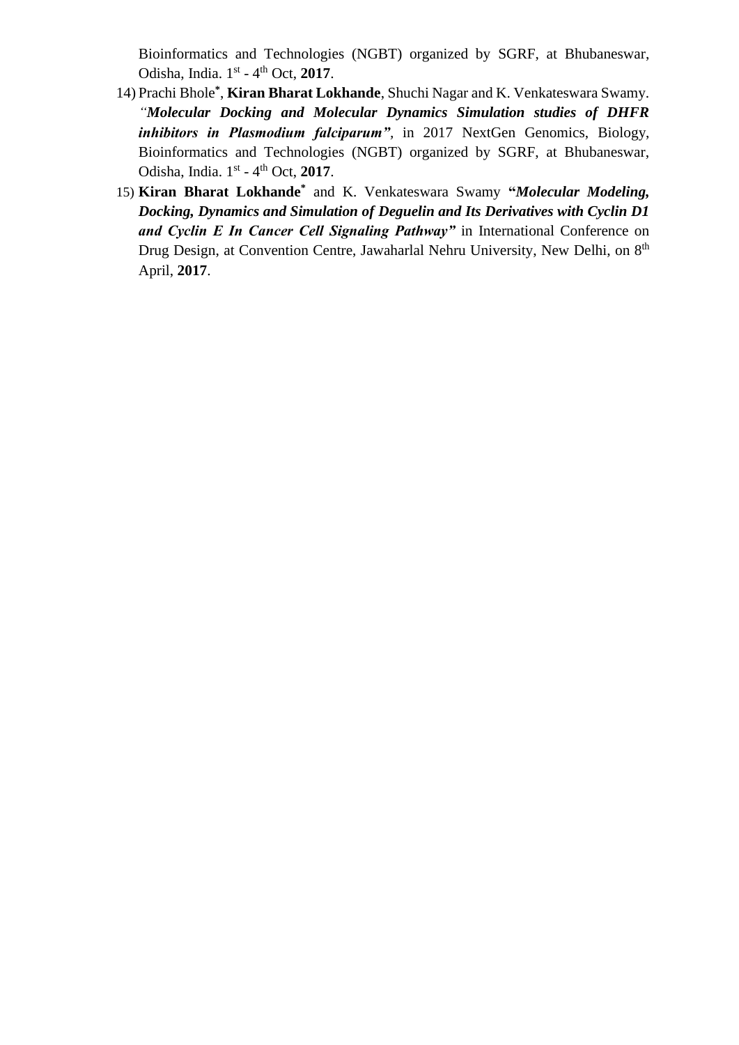Bioinformatics and Technologies (NGBT) organized by SGRF, at Bhubaneswar, Odisha, India. 1st - 4th Oct, **2017**.

14) Prachi Bhole*, **Kiran Bharat Lokhande**, Shuchi Nagar and K. Venkateswara Swamy. *"**Molecular Docking and Molecular Dynamics Simulation studies of DHFR inhibitors in Plasmodium falciparum**"*, in 2017 NextGen Genomics, Biology, Bioinformatics and Technologies (NGBT) organized by SGRF, at Bhubaneswar, Odisha, India. 1st - 4th Oct, **2017**.

15) **Kiran Bharat Lokhande*** and K. Venkateswara Swamy **"*Molecular Modeling, Docking, Dynamics and Simulation of Deguelin and Its Derivatives with Cyclin D1 and Cyclin E In Cancer Cell Signaling Pathway*"** in International Conference on Drug Design, at Convention Centre, Jawaharlal Nehru University, New Delhi, on 8th April, **2017**.